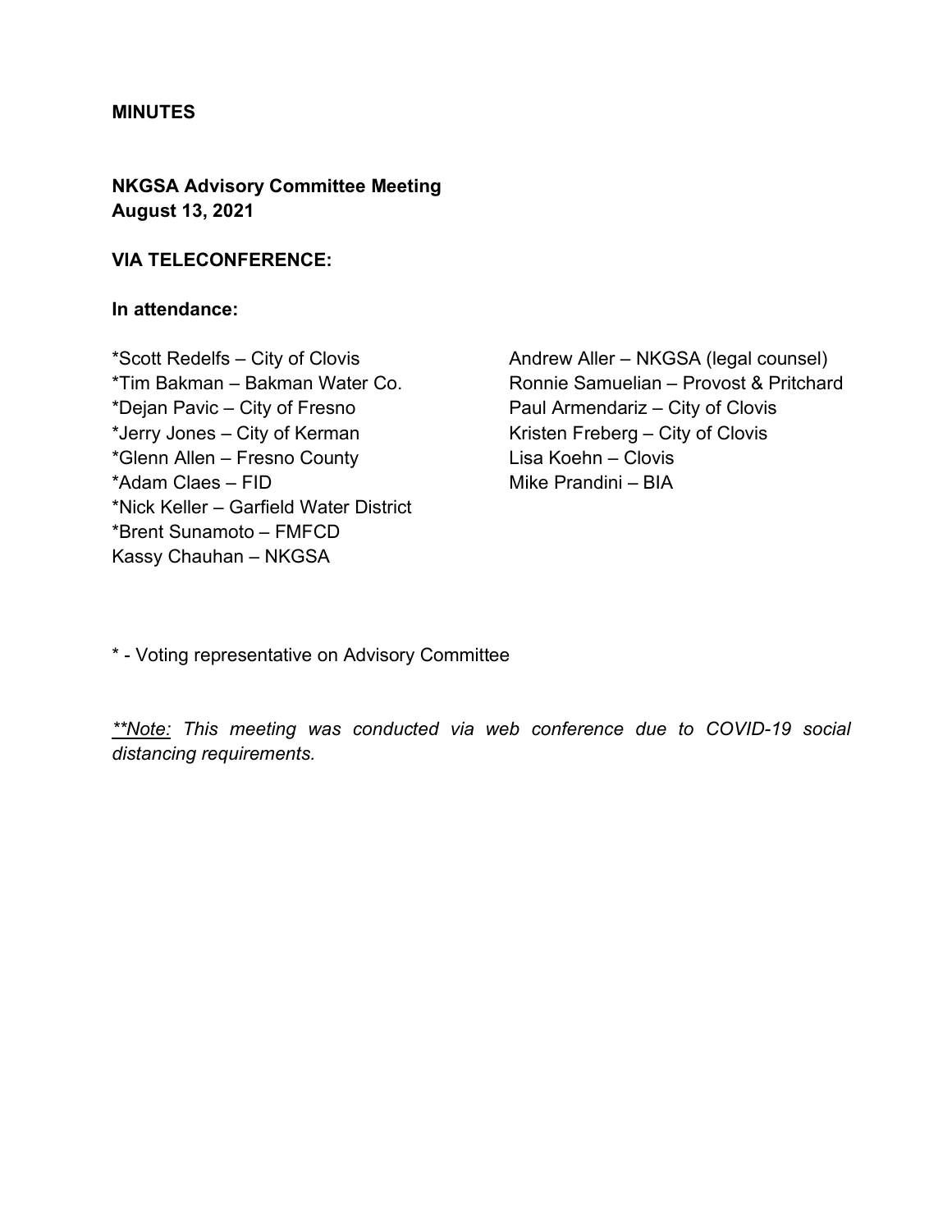**MINUTES**

**NKGSA Advisory Committee Meeting**
**August 13, 2021**

**VIA TELECONFERENCE:**

**In attendance:**

*Scott Redelfs – City of Clovis
*Tim Bakman – Bakman Water Co.
*Dejan Pavic – City of Fresno
*Jerry Jones – City of Kerman
*Glenn Allen – Fresno County
*Adam Claes – FID
*Nick Keller – Garfield Water District
*Brent Sunamoto – FMFCD
Kassy Chauhan – NKGSA
Andrew Aller – NKGSA (legal counsel)
Ronnie Samuelian – Provost & Pritchard
Paul Armendariz – City of Clovis
Kristen Freberg – City of Clovis
Lisa Koehn – Clovis
Mike Prandini – BIA

* - Voting representative on Advisory Committee

*__**Note:__ This meeting was conducted via web conference due to COVID-19 social distancing requirements.*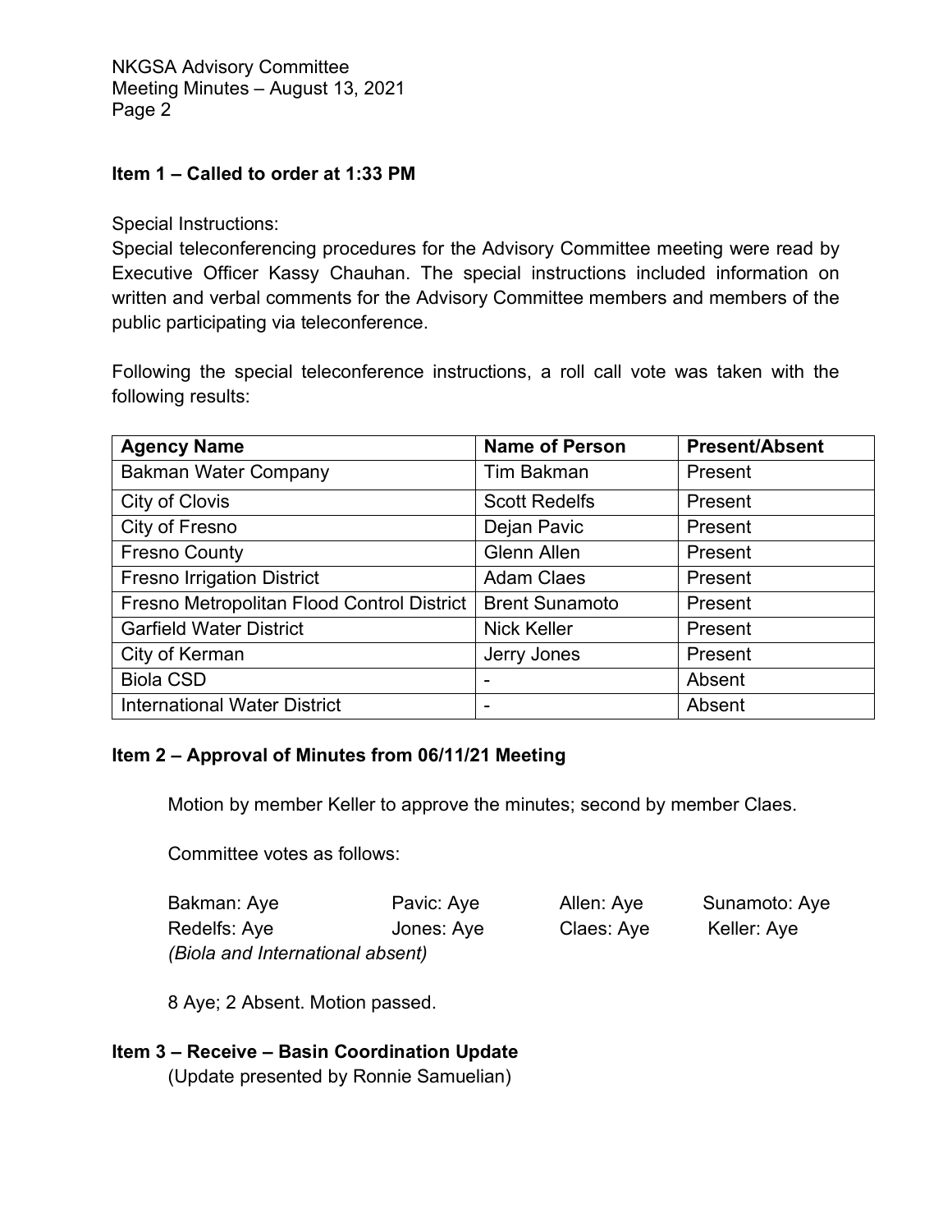**Item 1 – Called to order at 1:33 PM**

Special Instructions:
Special teleconferencing procedures for the Advisory Committee meeting were read by Executive Officer Kassy Chauhan. The special instructions included information on written and verbal comments for the Advisory Committee members and members of the public participating via teleconference.

Following the special teleconference instructions, a roll call vote was taken with the following results:

| Agency Name | Name of Person | Present/Absent |
|---|---|---|
| Bakman Water Company | Tim Bakman | Present |
| City of Clovis | Scott Redelfs | Present |
| City of Fresno | Dejan Pavic | Present |
| Fresno County | Glenn Allen | Present |
| Fresno Irrigation District | Adam Claes | Present |
| Fresno Metropolitan Flood Control District | Brent Sunamoto | Present |
| Garfield Water District | Nick Keller | Present |
| City of Kerman | Jerry Jones | Present |
| Biola CSD | - | Absent |
| International Water District | - | Absent |

**Item 2 – Approval of Minutes from 06/11/21 Meeting**

Motion by member Keller to approve the minutes; second by member Claes.

Committee votes as follows:

| | | | |
|---|---|---|---|
| Bakman: Aye | Pavic: Aye | Allen: Aye | Sunamoto: Aye |
| Redelfs: Aye | Jones: Aye | Claes: Aye | Keller: Aye |

*(Biola and International absent)*

8 Aye; 2 Absent. Motion passed.

**Item 3 – Receive – Basin Coordination Update**
(Update presented by Ronnie Samuelian)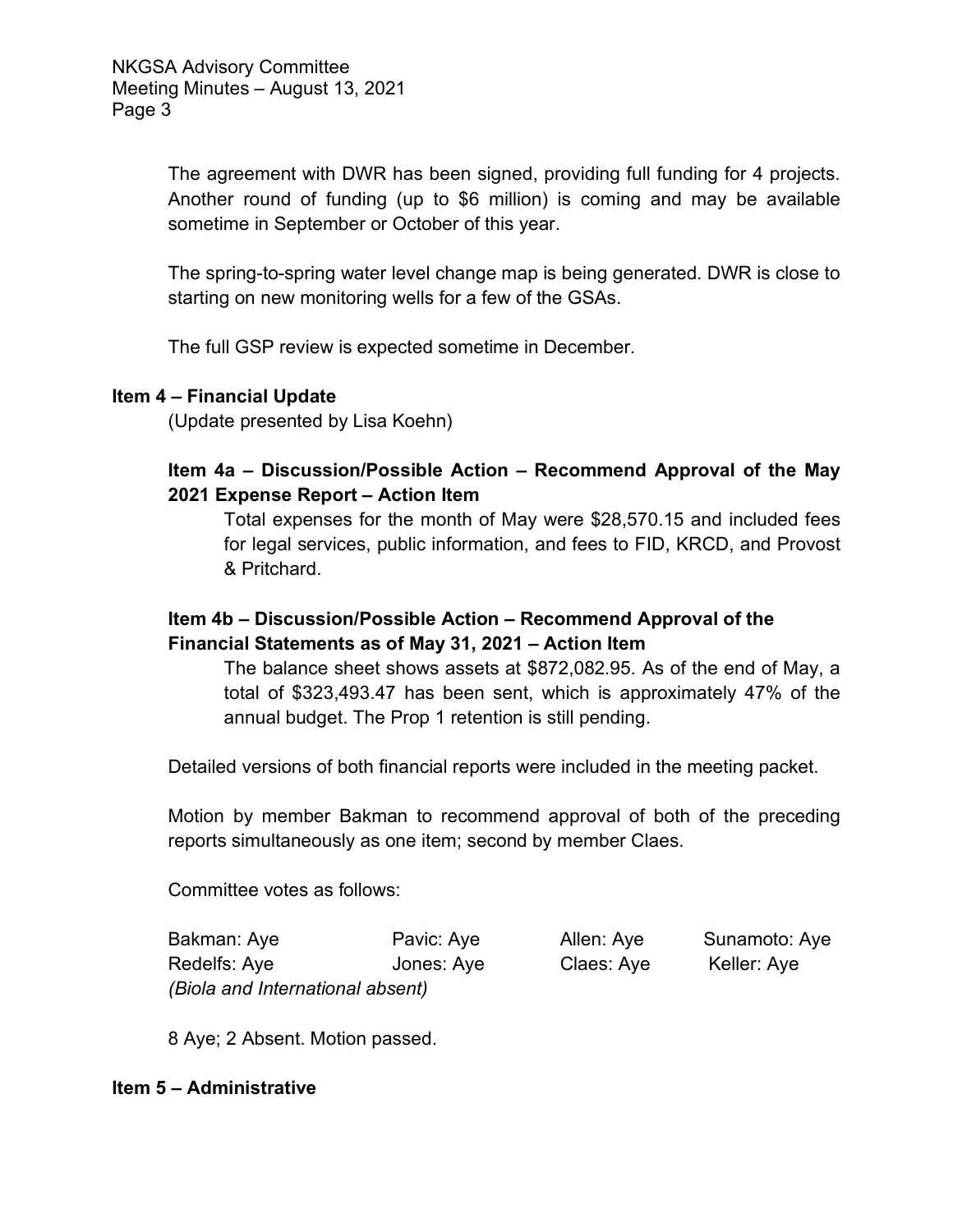The agreement with DWR has been signed, providing full funding for 4 projects. Another round of funding (up to $6 million) is coming and may be available sometime in September or October of this year.

The spring-to-spring water level change map is being generated. DWR is close to starting on new monitoring wells for a few of the GSAs.

The full GSP review is expected sometime in December.

**Item 4 – Financial Update**

(Update presented by Lisa Koehn)

**Item 4a – Discussion/Possible Action – Recommend Approval of the May 2021 Expense Report – Action Item**

Total expenses for the month of May were $28,570.15 and included fees for legal services, public information, and fees to FID, KRCD, and Provost & Pritchard.

**Item 4b – Discussion/Possible Action – Recommend Approval of the Financial Statements as of May 31, 2021 – Action Item**

The balance sheet shows assets at $872,082.95. As of the end of May, a total of $323,493.47 has been sent, which is approximately 47% of the annual budget. The Prop 1 retention is still pending.

Detailed versions of both financial reports were included in the meeting packet.

Motion by member Bakman to recommend approval of both of the preceding reports simultaneously as one item; second by member Claes.

Committee votes as follows:

| | | | |
|---|---|---|---|
| Bakman: Aye | Pavic: Aye | Allen: Aye | Sunamoto: Aye |
| Redelfs: Aye | Jones: Aye | Claes: Aye | Keller: Aye |

*(Biola and International absent)*

8 Aye; 2 Absent. Motion passed.

**Item 5 – Administrative**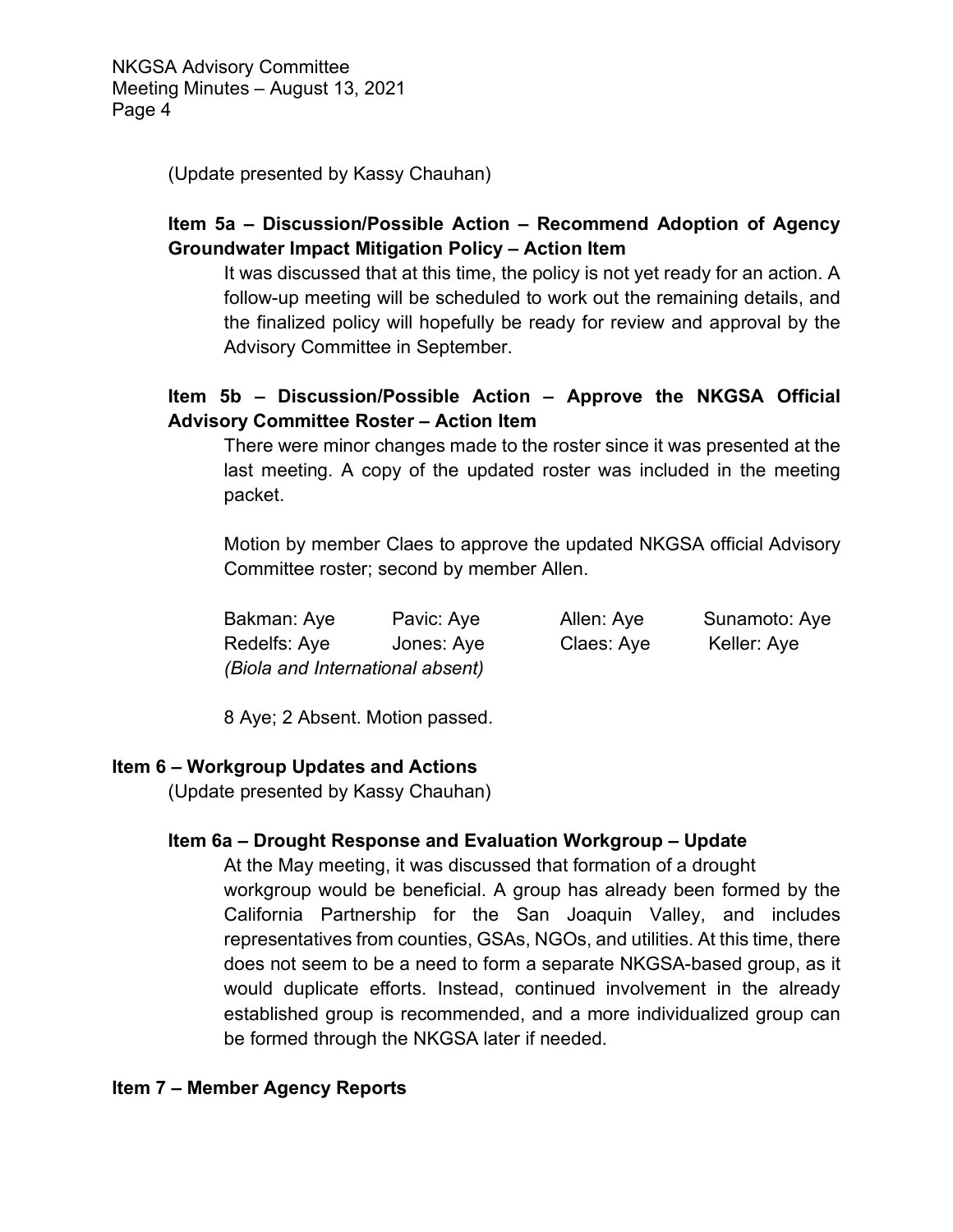(Update presented by Kassy Chauhan)

### Item 5a – Discussion/Possible Action – Recommend Adoption of Agency Groundwater Impact Mitigation Policy – Action Item

It was discussed that at this time, the policy is not yet ready for an action. A follow-up meeting will be scheduled to work out the remaining details, and the finalized policy will hopefully be ready for review and approval by the Advisory Committee in September.

### Item 5b – Discussion/Possible Action – Approve the NKGSA Official Advisory Committee Roster – Action Item

There were minor changes made to the roster since it was presented at the last meeting. A copy of the updated roster was included in the meeting packet.

Motion by member Claes to approve the updated NKGSA official Advisory Committee roster; second by member Allen.

| | | | |
|---|---|---|---|
| Bakman: Aye | Pavic: Aye | Allen: Aye | Sunamoto: Aye |
| Redelfs: Aye | Jones: Aye | Claes: Aye | Keller: Aye |

*(Biola and International absent)*

8 Aye; 2 Absent. Motion passed.

## Item 6 – Workgroup Updates and Actions

(Update presented by Kassy Chauhan)

### Item 6a – Drought Response and Evaluation Workgroup – Update

At the May meeting, it was discussed that formation of a drought workgroup would be beneficial. A group has already been formed by the California Partnership for the San Joaquin Valley, and includes representatives from counties, GSAs, NGOs, and utilities. At this time, there does not seem to be a need to form a separate NKGSA-based group, as it would duplicate efforts. Instead, continued involvement in the already established group is recommended, and a more individualized group can be formed through the NKGSA later if needed.

## Item 7 – Member Agency Reports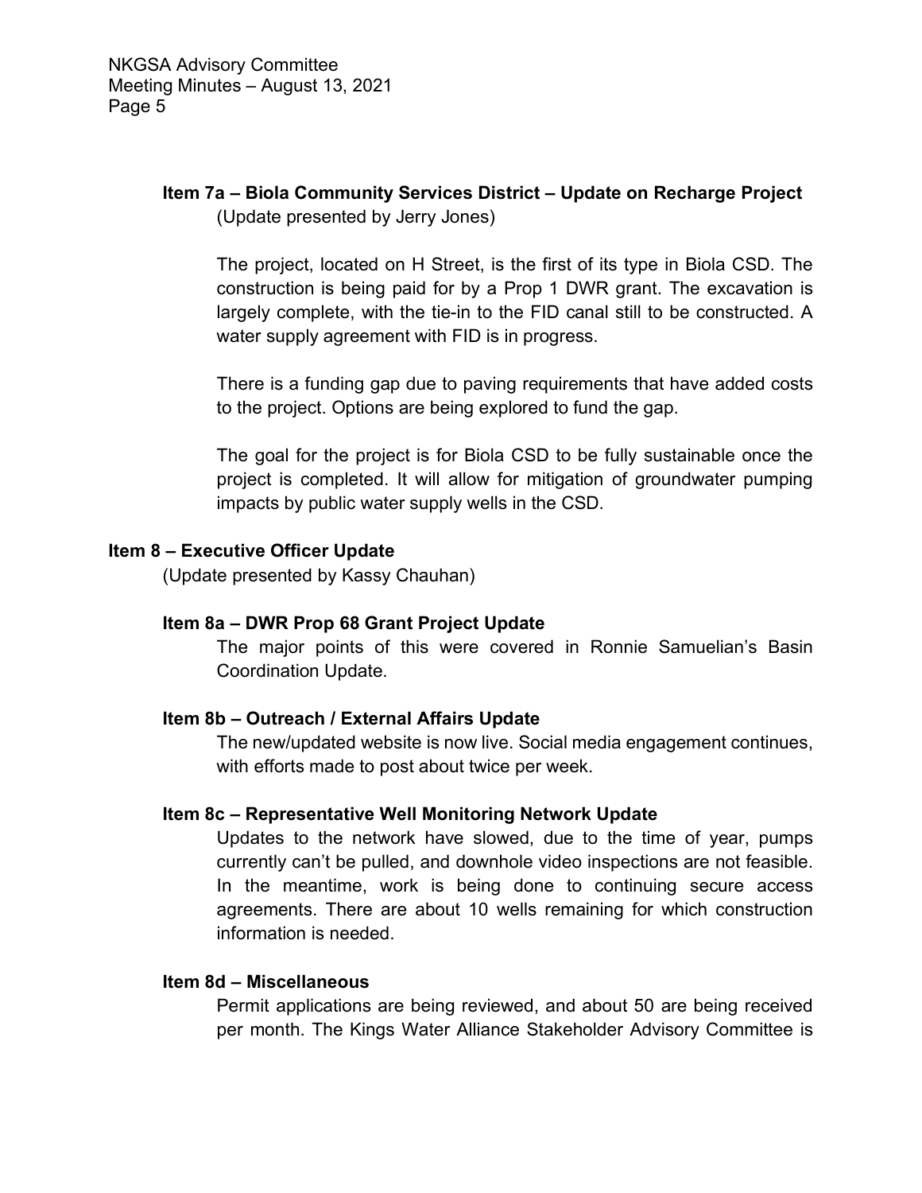### Item 7a – Biola Community Services District – Update on Recharge Project

(Update presented by Jerry Jones)

The project, located on H Street, is the first of its type in Biola CSD. The construction is being paid for by a Prop 1 DWR grant. The excavation is largely complete, with the tie-in to the FID canal still to be constructed. A water supply agreement with FID is in progress.

There is a funding gap due to paving requirements that have added costs to the project. Options are being explored to fund the gap.

The goal for the project is for Biola CSD to be fully sustainable once the project is completed. It will allow for mitigation of groundwater pumping impacts by public water supply wells in the CSD.

## Item 8 – Executive Officer Update

(Update presented by Kassy Chauhan)

### Item 8a – DWR Prop 68 Grant Project Update

The major points of this were covered in Ronnie Samuelian's Basin Coordination Update.

### Item 8b – Outreach / External Affairs Update

The new/updated website is now live. Social media engagement continues, with efforts made to post about twice per week.

### Item 8c – Representative Well Monitoring Network Update

Updates to the network have slowed, due to the time of year, pumps currently can't be pulled, and downhole video inspections are not feasible. In the meantime, work is being done to continuing secure access agreements. There are about 10 wells remaining for which construction information is needed.

### Item 8d – Miscellaneous

Permit applications are being reviewed, and about 50 are being received per month. The Kings Water Alliance Stakeholder Advisory Committee is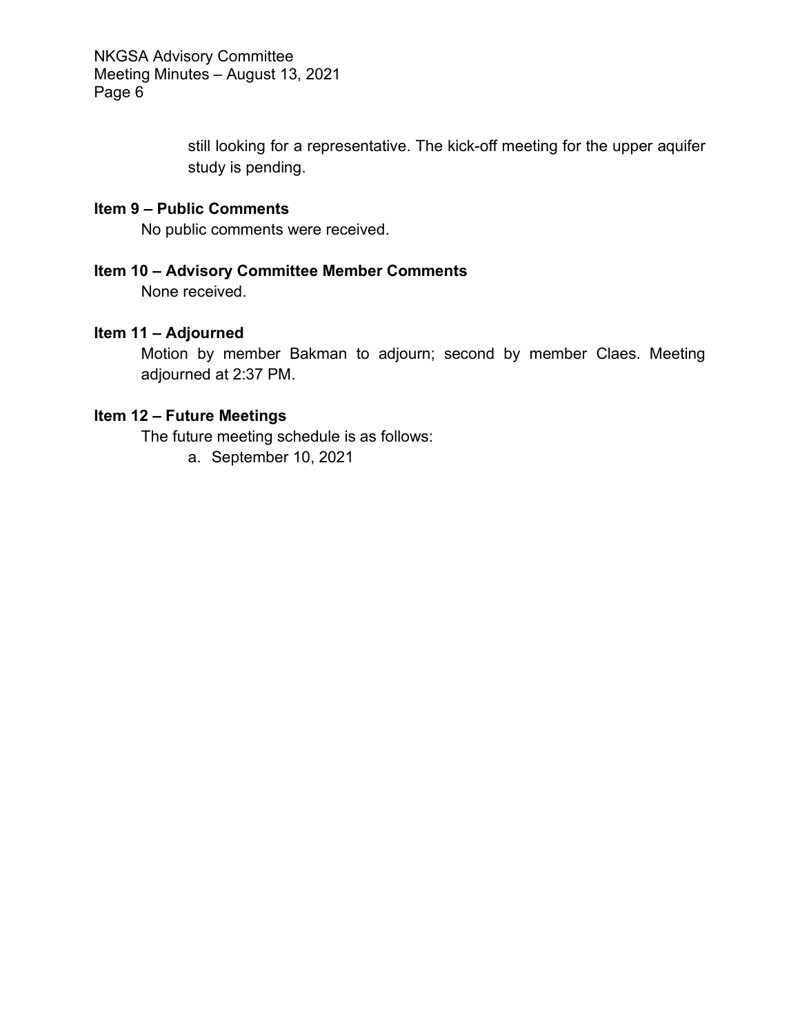still looking for a representative. The kick-off meeting for the upper aquifer study is pending.

**Item 9 – Public Comments**

No public comments were received.

**Item 10 – Advisory Committee Member Comments**

None received.

**Item 11 – Adjourned**

Motion by member Bakman to adjourn; second by member Claes. Meeting adjourned at 2:37 PM.

**Item 12 – Future Meetings**

The future meeting schedule is as follows:

a. September 10, 2021